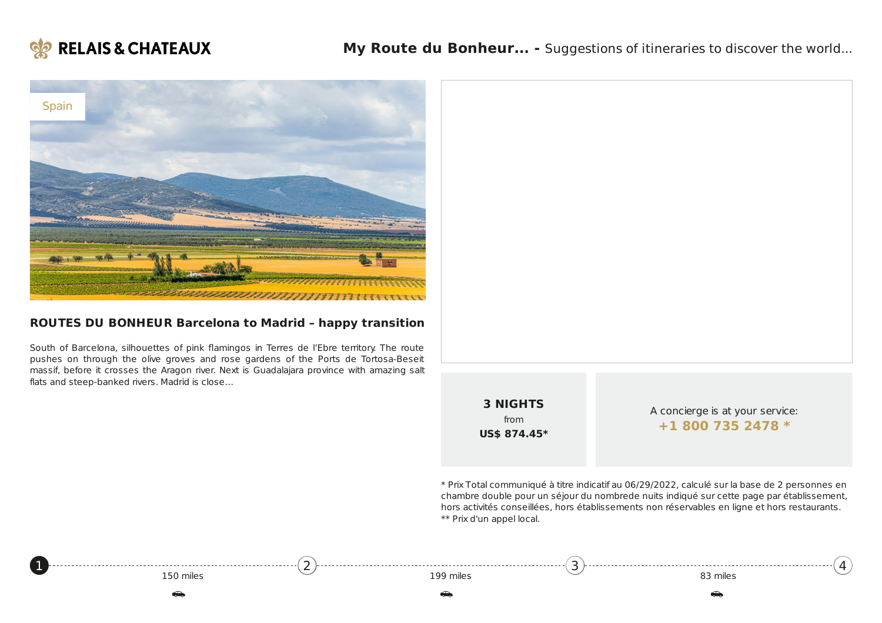**RELAIS & CHATEAUX**

**My Route du Bonheur... -** Suggestions of itineraries to discover the world...

Spain

## ROUTES DU BONHEUR Barcelona to Madrid – happy transition

South of Barcelona, silhouettes of pink flamingos in Terres de l'Ebre territory. The route pushes on through the olive groves and rose gardens of the Ports de Tortosa-Beseit massif, before it crosses the Aragon river. Next is Guadalajara province with amazing salt flats and steep-banked rivers. Madrid is close...

**3 NIGHTS**
from
**US$ 874.45***

A concierge is at your service:
**+1 800 735 2478 ***

* Prix Total communiqué à titre indicatif au 06/29/2022, calculé sur la base de 2 personnes en chambre double pour un séjour du nombrede nuits indiqué sur cette page par établissement, hors activités conseillées, hors établissements non réservables en ligne et hors restaurants.
** Prix d'un appel local.

1 — 150 miles — 2 — 199 miles — 3 — 83 miles — 4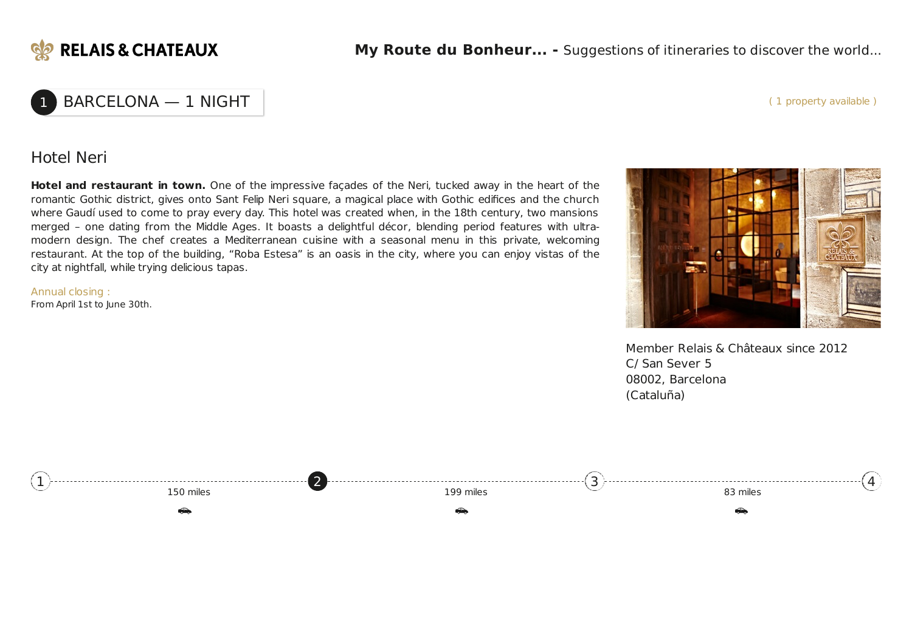## 1 BARCELONA — 1 NIGHT

( 1 property available )

### Hotel Neri

**Hotel and restaurant in town.** One of the impressive façades of the Neri, tucked away in the heart of the romantic Gothic district, gives onto Sant Felip Neri square, a magical place with Gothic edifices and the church where Gaudí used to come to pray every day. This hotel was created when, in the 18th century, two mansions merged – one dating from the Middle Ages. It boasts a delightful décor, blending period features with ultra-modern design. The chef creates a Mediterranean cuisine with a seasonal menu in this private, welcoming restaurant. At the top of the building, “Roba Estesa” is an oasis in the city, where you can enjoy vistas of the city at nightfall, while trying delicious tapas.

Annual closing :
From April 1st to June 30th.

Member Relais & Châteaux since 2012
C/ San Sever 5
08002, Barcelona
(Cataluña)

1 — 150 miles — 2 — 199 miles — 3 — 83 miles — 4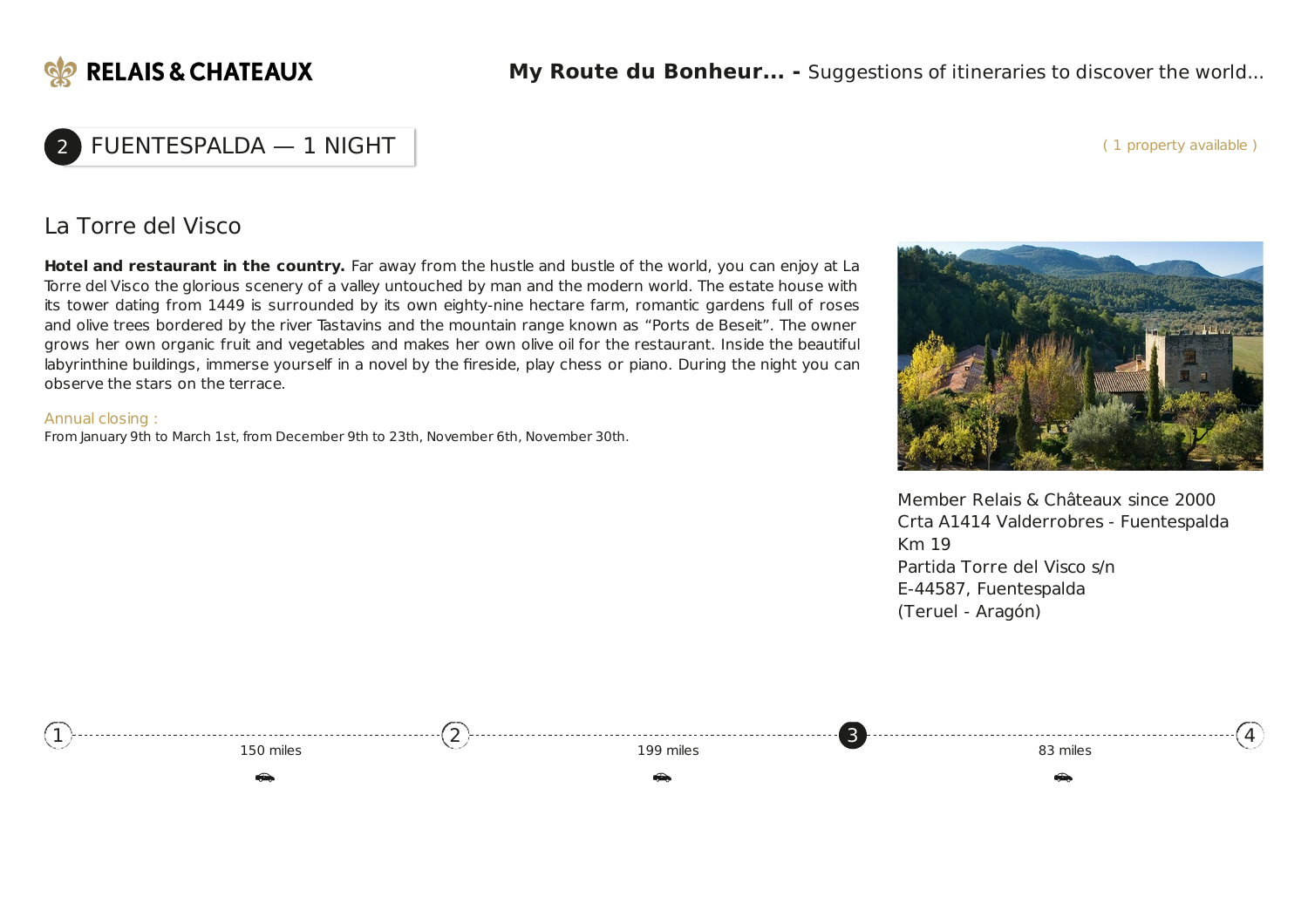## 2 FUENTESPALDA — 1 NIGHT

( 1 property available )

### La Torre del Visco

**Hotel and restaurant in the country.** Far away from the hustle and bustle of the world, you can enjoy at La Torre del Visco the glorious scenery of a valley untouched by man and the modern world. The estate house with its tower dating from 1449 is surrounded by its own eighty-nine hectare farm, romantic gardens full of roses and olive trees bordered by the river Tastavins and the mountain range known as “Ports de Beseit”. The owner grows her own organic fruit and vegetables and makes her own olive oil for the restaurant. Inside the beautiful labyrinthine buildings, immerse yourself in a novel by the fireside, play chess or piano. During the night you can observe the stars on the terrace.

Annual closing :
From January 9th to March 1st, from December 9th to 23th, November 6th, November 30th.

Member Relais & Châteaux since 2000
Crta A1414 Valderrobres - Fuentespalda
Km 19
Partida Torre del Visco s/n
E-44587, Fuentespalda
(Teruel - Aragón)

1 — 150 miles — 2 — 199 miles — 3 — 83 miles — 4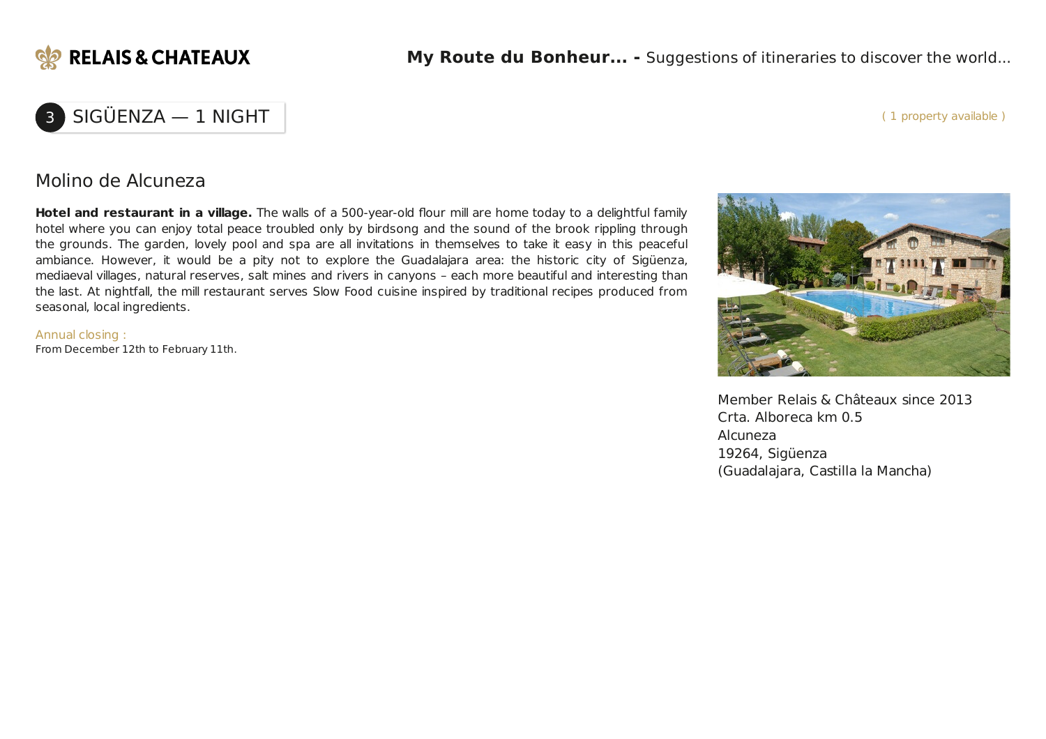## 3 SIGÜENZA — 1 NIGHT

( 1 property available )

### Molino de Alcuneza

**Hotel and restaurant in a village.** The walls of a 500-year-old flour mill are home today to a delightful family hotel where you can enjoy total peace troubled only by birdsong and the sound of the brook rippling through the grounds. The garden, lovely pool and spa are all invitations in themselves to take it easy in this peaceful ambiance. However, it would be a pity not to explore the Guadalajara area: the historic city of Sigüenza, mediaeval villages, natural reserves, salt mines and rivers in canyons – each more beautiful and interesting than the last. At nightfall, the mill restaurant serves Slow Food cuisine inspired by traditional recipes produced from seasonal, local ingredients.

Annual closing :
From December 12th to February 11th.

Member Relais & Châteaux since 2013
Crta. Alboreca km 0.5
Alcuneza
19264, Sigüenza
(Guadalajara, Castilla la Mancha)